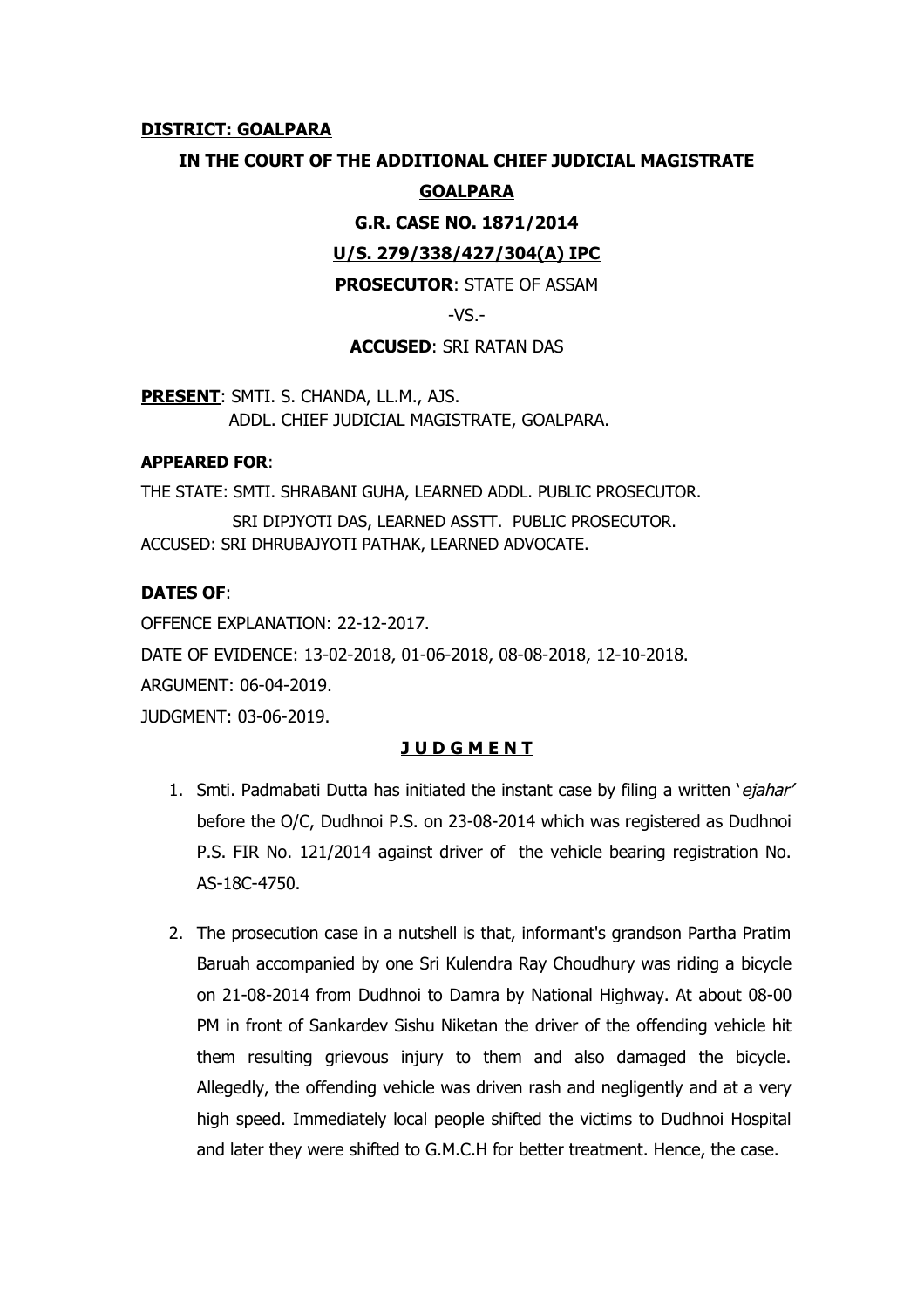**DISTRICT: GOALPARA**

**IN THE COURT OF THE ADDITIONAL CHIEF JUDICIAL MAGISTRATE**

**GOALPARA**

**G.R. CASE NO. 1871/2014**

**U/S. 279/338/427/304(A) IPC**

**PROSECUTOR**: STATE OF ASSAM

-VS.-

**ACCUSED**: SRI RATAN DAS

**PRESENT**: SMTI. S. CHANDA, LL.M., AJS.
ADDL. CHIEF JUDICIAL MAGISTRATE, GOALPARA.

**APPEARED FOR**:

THE STATE: SMTI. SHRABANI GUHA, LEARNED ADDL. PUBLIC PROSECUTOR.
SRI DIPJYOTI DAS, LEARNED ASSTT. PUBLIC PROSECUTOR.
ACCUSED: SRI DHRUBAJYOTI PATHAK, LEARNED ADVOCATE.

**DATES OF**:

OFFENCE EXPLANATION: 22-12-2017.
DATE OF EVIDENCE: 13-02-2018, 01-06-2018, 08-08-2018, 12-10-2018.
ARGUMENT: 06-04-2019.
JUDGMENT: 03-06-2019.

**J U D G M E N T**

1. Smti. Padmabati Dutta has initiated the instant case by filing a written '*ejahar*' before the O/C, Dudhnoi P.S. on 23-08-2014 which was registered as Dudhnoi P.S. FIR No. 121/2014 against driver of the vehicle bearing registration No. AS-18C-4750.

2. The prosecution case in a nutshell is that, informant's grandson Partha Pratim Baruah accompanied by one Sri Kulendra Ray Choudhury was riding a bicycle on 21-08-2014 from Dudhnoi to Damra by National Highway. At about 08-00 PM in front of Sankardev Sishu Niketan the driver of the offending vehicle hit them resulting grievous injury to them and also damaged the bicycle. Allegedly, the offending vehicle was driven rash and negligently and at a very high speed. Immediately local people shifted the victims to Dudhnoi Hospital and later they were shifted to G.M.C.H for better treatment. Hence, the case.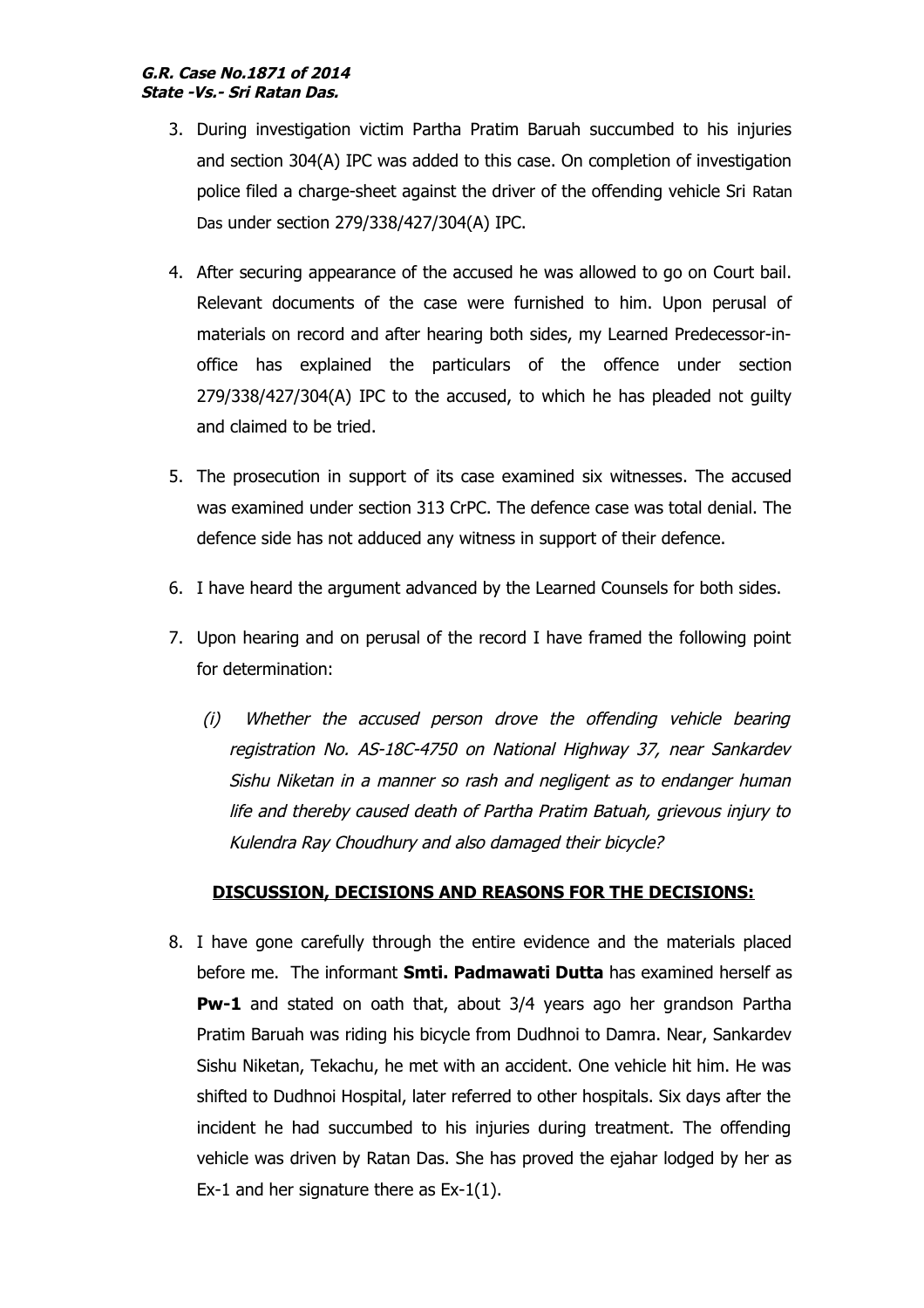3. During investigation victim Partha Pratim Baruah succumbed to his injuries and section 304(A) IPC was added to this case. On completion of investigation police filed a charge-sheet against the driver of the offending vehicle Sri Ratan Das under section 279/338/427/304(A) IPC.

4. After securing appearance of the accused he was allowed to go on Court bail. Relevant documents of the case were furnished to him. Upon perusal of materials on record and after hearing both sides, my Learned Predecessor-in-office has explained the particulars of the offence under section 279/338/427/304(A) IPC to the accused, to which he has pleaded not guilty and claimed to be tried.

5. The prosecution in support of its case examined six witnesses. The accused was examined under section 313 CrPC. The defence case was total denial. The defence side has not adduced any witness in support of their defence.

6. I have heard the argument advanced by the Learned Counsels for both sides.

7. Upon hearing and on perusal of the record I have framed the following point for determination:

   *(i) Whether the accused person drove the offending vehicle bearing registration No. AS-18C-4750 on National Highway 37, near Sankardev Sishu Niketan in a manner so rash and negligent as to endanger human life and thereby caused death of Partha Pratim Batuah, grievous injury to Kulendra Ray Choudhury and also damaged their bicycle?*

## DISCUSSION, DECISIONS AND REASONS FOR THE DECISIONS:

8. I have gone carefully through the entire evidence and the materials placed before me. The informant **Smti. Padmawati Dutta** has examined herself as **Pw-1** and stated on oath that, about 3/4 years ago her grandson Partha Pratim Baruah was riding his bicycle from Dudhnoi to Damra. Near, Sankardev Sishu Niketan, Tekachu, he met with an accident. One vehicle hit him. He was shifted to Dudhnoi Hospital, later referred to other hospitals. Six days after the incident he had succumbed to his injuries during treatment. The offending vehicle was driven by Ratan Das. She has proved the ejahar lodged by her as Ex-1 and her signature there as Ex-1(1).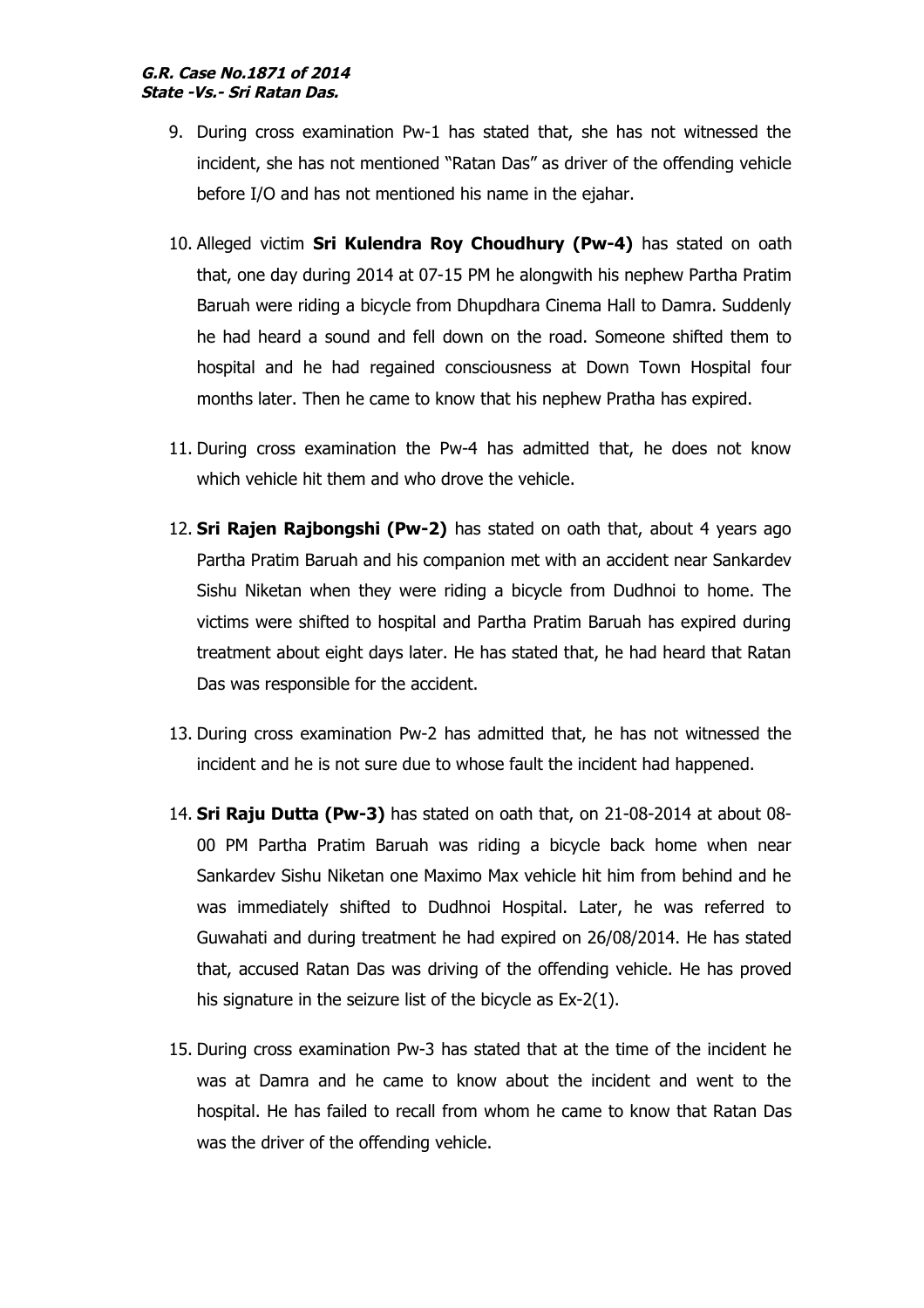9. During cross examination Pw-1 has stated that, she has not witnessed the incident, she has not mentioned "Ratan Das" as driver of the offending vehicle before I/O and has not mentioned his name in the ejahar.

10. Alleged victim **Sri Kulendra Roy Choudhury (Pw-4)** has stated on oath that, one day during 2014 at 07-15 PM he alongwith his nephew Partha Pratim Baruah were riding a bicycle from Dhupdhara Cinema Hall to Damra. Suddenly he had heard a sound and fell down on the road. Someone shifted them to hospital and he had regained consciousness at Down Town Hospital four months later. Then he came to know that his nephew Pratha has expired.

11. During cross examination the Pw-4 has admitted that, he does not know which vehicle hit them and who drove the vehicle.

12. **Sri Rajen Rajbongshi (Pw-2)** has stated on oath that, about 4 years ago Partha Pratim Baruah and his companion met with an accident near Sankardev Sishu Niketan when they were riding a bicycle from Dudhnoi to home. The victims were shifted to hospital and Partha Pratim Baruah has expired during treatment about eight days later. He has stated that, he had heard that Ratan Das was responsible for the accident.

13. During cross examination Pw-2 has admitted that, he has not witnessed the incident and he is not sure due to whose fault the incident had happened.

14. **Sri Raju Dutta (Pw-3)** has stated on oath that, on 21-08-2014 at about 08-00 PM Partha Pratim Baruah was riding a bicycle back home when near Sankardev Sishu Niketan one Maximo Max vehicle hit him from behind and he was immediately shifted to Dudhnoi Hospital. Later, he was referred to Guwahati and during treatment he had expired on 26/08/2014. He has stated that, accused Ratan Das was driving of the offending vehicle. He has proved his signature in the seizure list of the bicycle as Ex-2(1).

15. During cross examination Pw-3 has stated that at the time of the incident he was at Damra and he came to know about the incident and went to the hospital. He has failed to recall from whom he came to know that Ratan Das was the driver of the offending vehicle.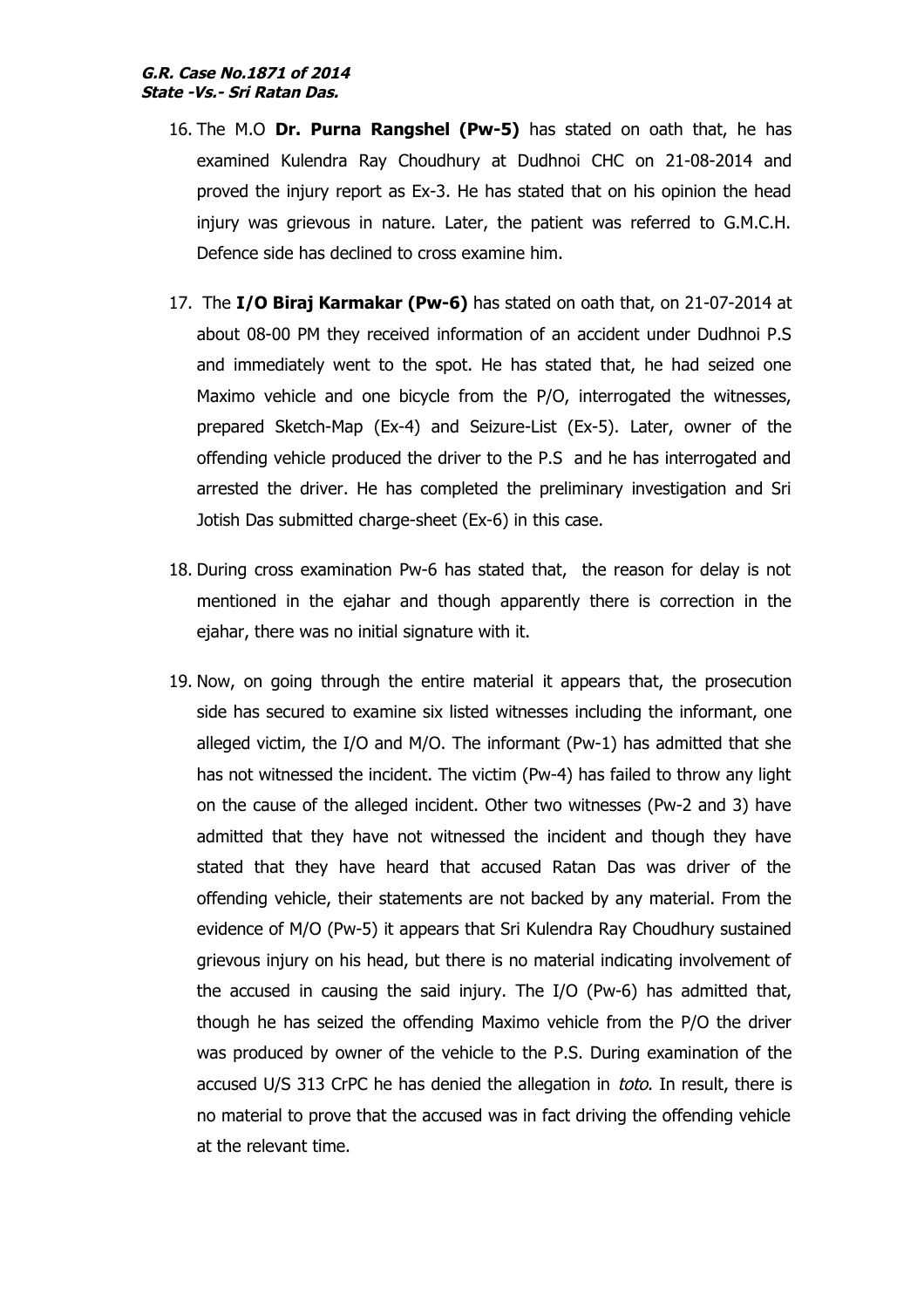16. The M.O **Dr. Purna Rangshel (Pw-5)** has stated on oath that, he has examined Kulendra Ray Choudhury at Dudhnoi CHC on 21-08-2014 and proved the injury report as Ex-3. He has stated that on his opinion the head injury was grievous in nature. Later, the patient was referred to G.M.C.H. Defence side has declined to cross examine him.

17. The **I/O Biraj Karmakar (Pw-6)** has stated on oath that, on 21-07-2014 at about 08-00 PM they received information of an accident under Dudhnoi P.S and immediately went to the spot. He has stated that, he had seized one Maximo vehicle and one bicycle from the P/O, interrogated the witnesses, prepared Sketch-Map (Ex-4) and Seizure-List (Ex-5). Later, owner of the offending vehicle produced the driver to the P.S and he has interrogated and arrested the driver. He has completed the preliminary investigation and Sri Jotish Das submitted charge-sheet (Ex-6) in this case.

18. During cross examination Pw-6 has stated that, the reason for delay is not mentioned in the ejahar and though apparently there is correction in the ejahar, there was no initial signature with it.

19. Now, on going through the entire material it appears that, the prosecution side has secured to examine six listed witnesses including the informant, one alleged victim, the I/O and M/O. The informant (Pw-1) has admitted that she has not witnessed the incident. The victim (Pw-4) has failed to throw any light on the cause of the alleged incident. Other two witnesses (Pw-2 and 3) have admitted that they have not witnessed the incident and though they have stated that they have heard that accused Ratan Das was driver of the offending vehicle, their statements are not backed by any material. From the evidence of M/O (Pw-5) it appears that Sri Kulendra Ray Choudhury sustained grievous injury on his head, but there is no material indicating involvement of the accused in causing the said injury. The I/O (Pw-6) has admitted that, though he has seized the offending Maximo vehicle from the P/O the driver was produced by owner of the vehicle to the P.S. During examination of the accused U/S 313 CrPC he has denied the allegation in *toto*. In result, there is no material to prove that the accused was in fact driving the offending vehicle at the relevant time.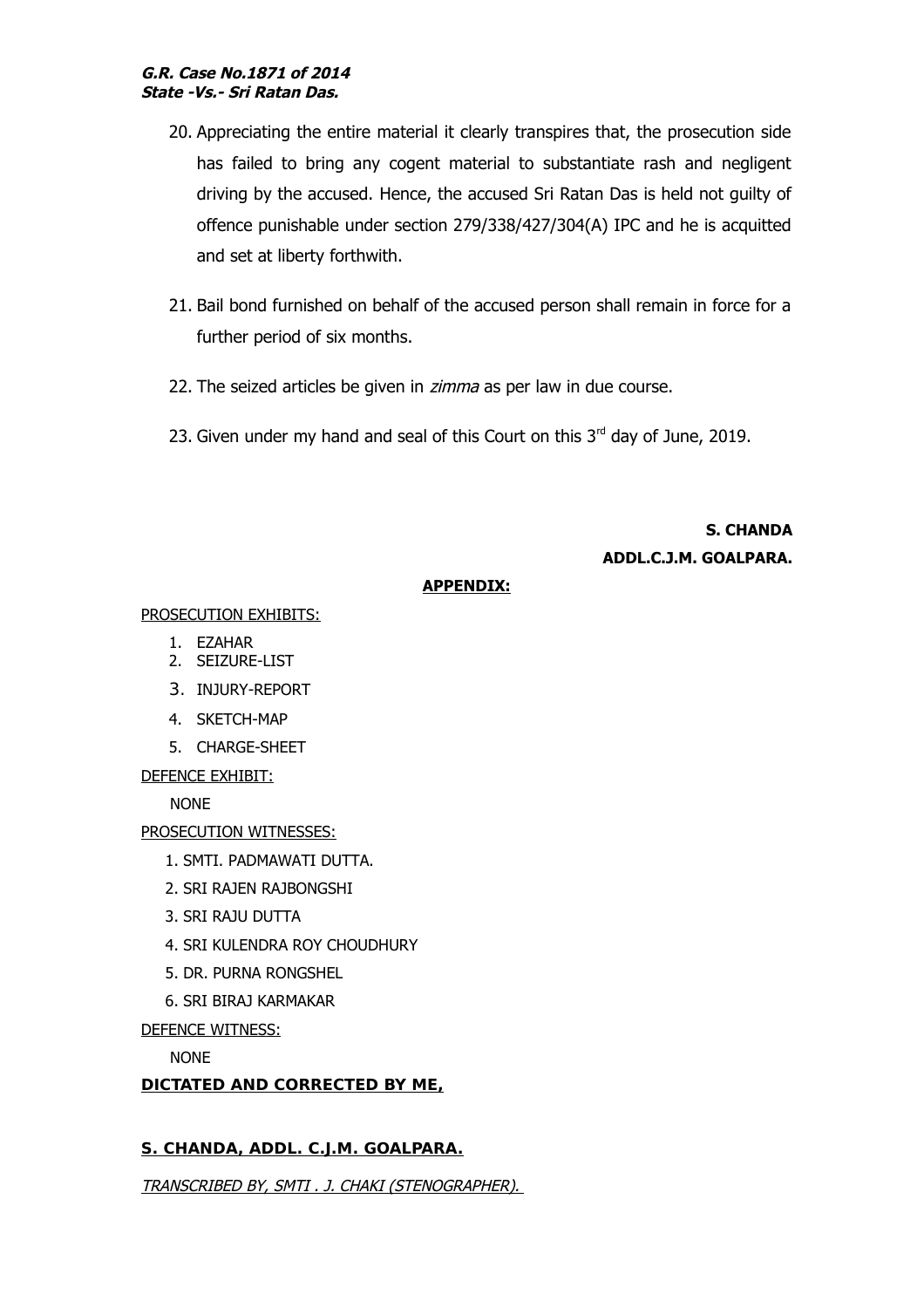20. Appreciating the entire material it clearly transpires that, the prosecution side has failed to bring any cogent material to substantiate rash and negligent driving by the accused. Hence, the accused Sri Ratan Das is held not guilty of offence punishable under section 279/338/427/304(A) IPC and he is acquitted and set at liberty forthwith.

21. Bail bond furnished on behalf of the accused person shall remain in force for a further period of six months.

22. The seized articles be given in *zimma* as per law in due course.

23. Given under my hand and seal of this Court on this 3rd day of June, 2019.

**S. CHANDA**
**ADDL.C.J.M. GOALPARA.**

**APPENDIX:**

PROSECUTION EXHIBITS:

1. EZAHAR
2. SEIZURE-LIST
3. INJURY-REPORT
4. SKETCH-MAP
5. CHARGE-SHEET

DEFENCE EXHIBIT:

NONE

PROSECUTION WITNESSES:

1. SMTI. PADMAWATI DUTTA.
2. SRI RAJEN RAJBONGSHI
3. SRI RAJU DUTTA
4. SRI KULENDRA ROY CHOUDHURY
5. DR. PURNA RONGSHEL
6. SRI BIRAJ KARMAKAR

DEFENCE WITNESS:

NONE

**DICTATED AND CORRECTED BY ME,**

**S. CHANDA, ADDL. C.J.M. GOALPARA.**

*TRANSCRIBED BY, SMTI . J. CHAKI (STENOGRAPHER).*